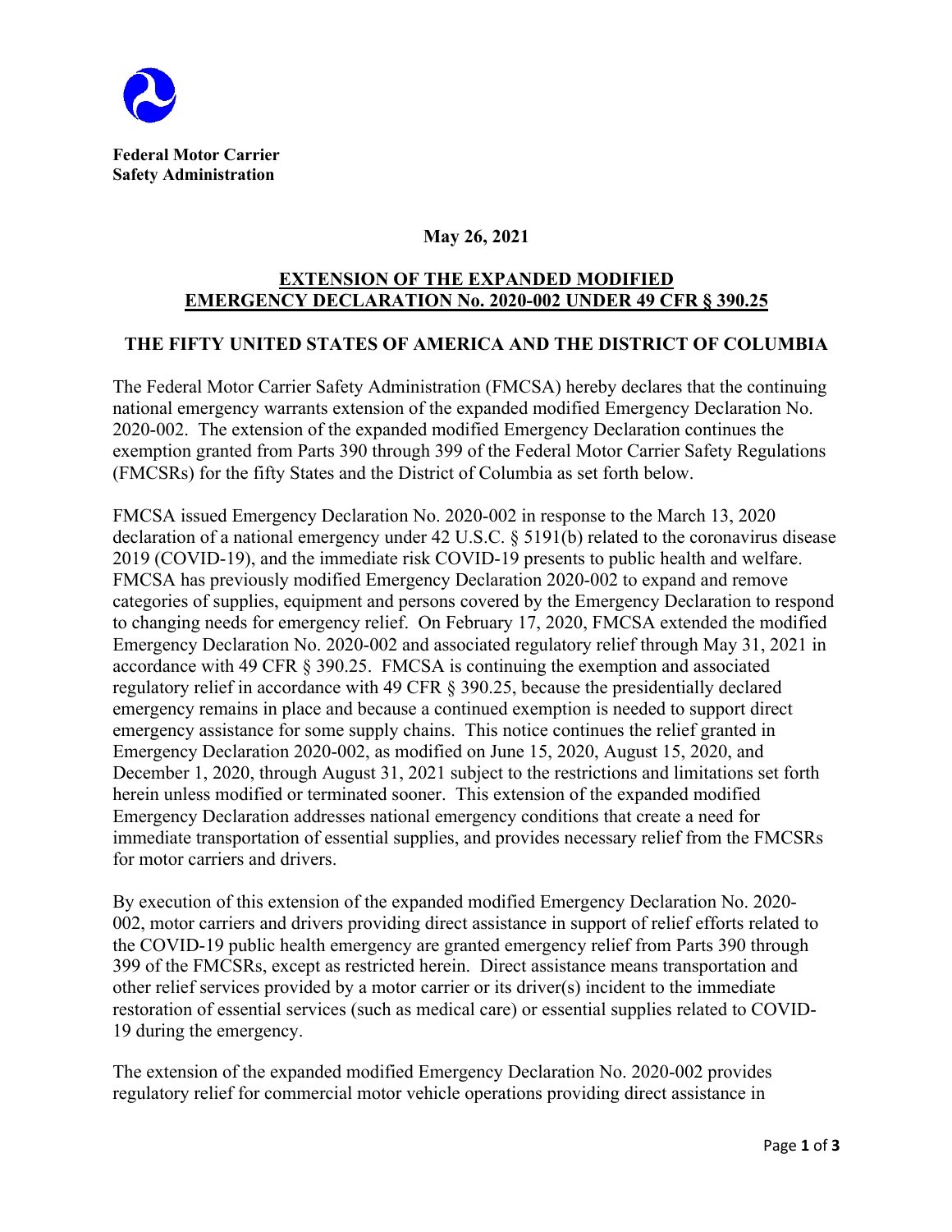**Federal Motor Carrier Safety Administration**

**May 26, 2021**

## EXTENSION OF THE EXPANDED MODIFIED EMERGENCY DECLARATION No. 2020-002 UNDER 49 CFR § 390.25

## THE FIFTY UNITED STATES OF AMERICA AND THE DISTRICT OF COLUMBIA

The Federal Motor Carrier Safety Administration (FMCSA) hereby declares that the continuing national emergency warrants extension of the expanded modified Emergency Declaration No. 2020-002. The extension of the expanded modified Emergency Declaration continues the exemption granted from Parts 390 through 399 of the Federal Motor Carrier Safety Regulations (FMCSRs) for the fifty States and the District of Columbia as set forth below.

FMCSA issued Emergency Declaration No. 2020-002 in response to the March 13, 2020 declaration of a national emergency under 42 U.S.C. § 5191(b) related to the coronavirus disease 2019 (COVID-19), and the immediate risk COVID-19 presents to public health and welfare. FMCSA has previously modified Emergency Declaration 2020-002 to expand and remove categories of supplies, equipment and persons covered by the Emergency Declaration to respond to changing needs for emergency relief. On February 17, 2020, FMCSA extended the modified Emergency Declaration No. 2020-002 and associated regulatory relief through May 31, 2021 in accordance with 49 CFR § 390.25. FMCSA is continuing the exemption and associated regulatory relief in accordance with 49 CFR § 390.25, because the presidentially declared emergency remains in place and because a continued exemption is needed to support direct emergency assistance for some supply chains. This notice continues the relief granted in Emergency Declaration 2020-002, as modified on June 15, 2020, August 15, 2020, and December 1, 2020, through August 31, 2021 subject to the restrictions and limitations set forth herein unless modified or terminated sooner. This extension of the expanded modified Emergency Declaration addresses national emergency conditions that create a need for immediate transportation of essential supplies, and provides necessary relief from the FMCSRs for motor carriers and drivers.

By execution of this extension of the expanded modified Emergency Declaration No. 2020-002, motor carriers and drivers providing direct assistance in support of relief efforts related to the COVID-19 public health emergency are granted emergency relief from Parts 390 through 399 of the FMCSRs, except as restricted herein. Direct assistance means transportation and other relief services provided by a motor carrier or its driver(s) incident to the immediate restoration of essential services (such as medical care) or essential supplies related to COVID-19 during the emergency.

The extension of the expanded modified Emergency Declaration No. 2020-002 provides regulatory relief for commercial motor vehicle operations providing direct assistance in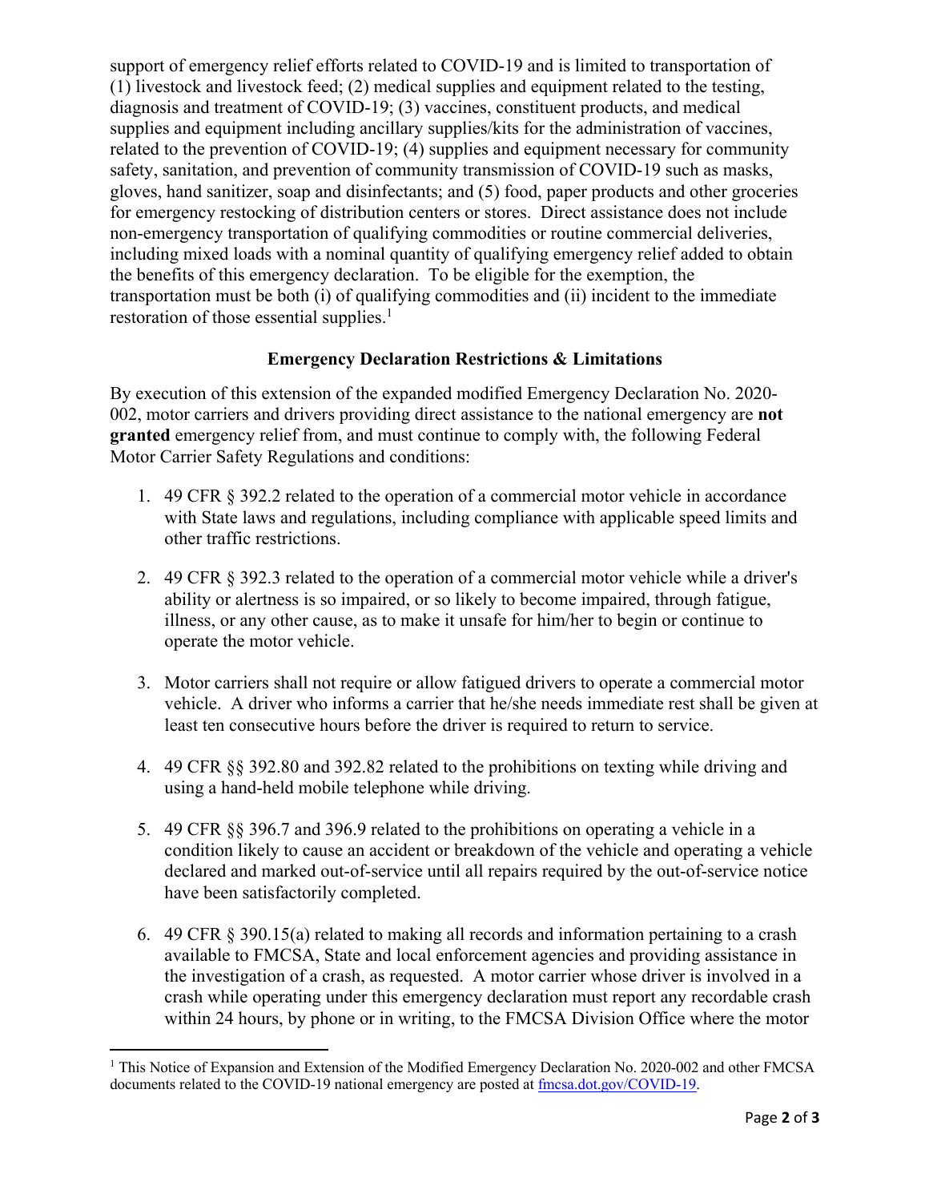support of emergency relief efforts related to COVID-19 and is limited to transportation of (1) livestock and livestock feed; (2) medical supplies and equipment related to the testing, diagnosis and treatment of COVID-19; (3) vaccines, constituent products, and medical supplies and equipment including ancillary supplies/kits for the administration of vaccines, related to the prevention of COVID-19; (4) supplies and equipment necessary for community safety, sanitation, and prevention of community transmission of COVID-19 such as masks, gloves, hand sanitizer, soap and disinfectants; and (5) food, paper products and other groceries for emergency restocking of distribution centers or stores. Direct assistance does not include non-emergency transportation of qualifying commodities or routine commercial deliveries, including mixed loads with a nominal quantity of qualifying emergency relief added to obtain the benefits of this emergency declaration. To be eligible for the exemption, the transportation must be both (i) of qualifying commodities and (ii) incident to the immediate restoration of those essential supplies.[1]

## Emergency Declaration Restrictions & Limitations

By execution of this extension of the expanded modified Emergency Declaration No. 2020-002, motor carriers and drivers providing direct assistance to the national emergency are **not granted** emergency relief from, and must continue to comply with, the following Federal Motor Carrier Safety Regulations and conditions:

1. 49 CFR § 392.2 related to the operation of a commercial motor vehicle in accordance with State laws and regulations, including compliance with applicable speed limits and other traffic restrictions.

2. 49 CFR § 392.3 related to the operation of a commercial motor vehicle while a driver's ability or alertness is so impaired, or so likely to become impaired, through fatigue, illness, or any other cause, as to make it unsafe for him/her to begin or continue to operate the motor vehicle.

3. Motor carriers shall not require or allow fatigued drivers to operate a commercial motor vehicle. A driver who informs a carrier that he/she needs immediate rest shall be given at least ten consecutive hours before the driver is required to return to service.

4. 49 CFR §§ 392.80 and 392.82 related to the prohibitions on texting while driving and using a hand-held mobile telephone while driving.

5. 49 CFR §§ 396.7 and 396.9 related to the prohibitions on operating a vehicle in a condition likely to cause an accident or breakdown of the vehicle and operating a vehicle declared and marked out-of-service until all repairs required by the out-of-service notice have been satisfactorily completed.

6. 49 CFR § 390.15(a) related to making all records and information pertaining to a crash available to FMCSA, State and local enforcement agencies and providing assistance in the investigation of a crash, as requested. A motor carrier whose driver is involved in a crash while operating under this emergency declaration must report any recordable crash within 24 hours, by phone or in writing, to the FMCSA Division Office where the motor

---

[1] This Notice of Expansion and Extension of the Modified Emergency Declaration No. 2020-002 and other FMCSA documents related to the COVID-19 national emergency are posted at fmcsa.dot.gov/COVID-19.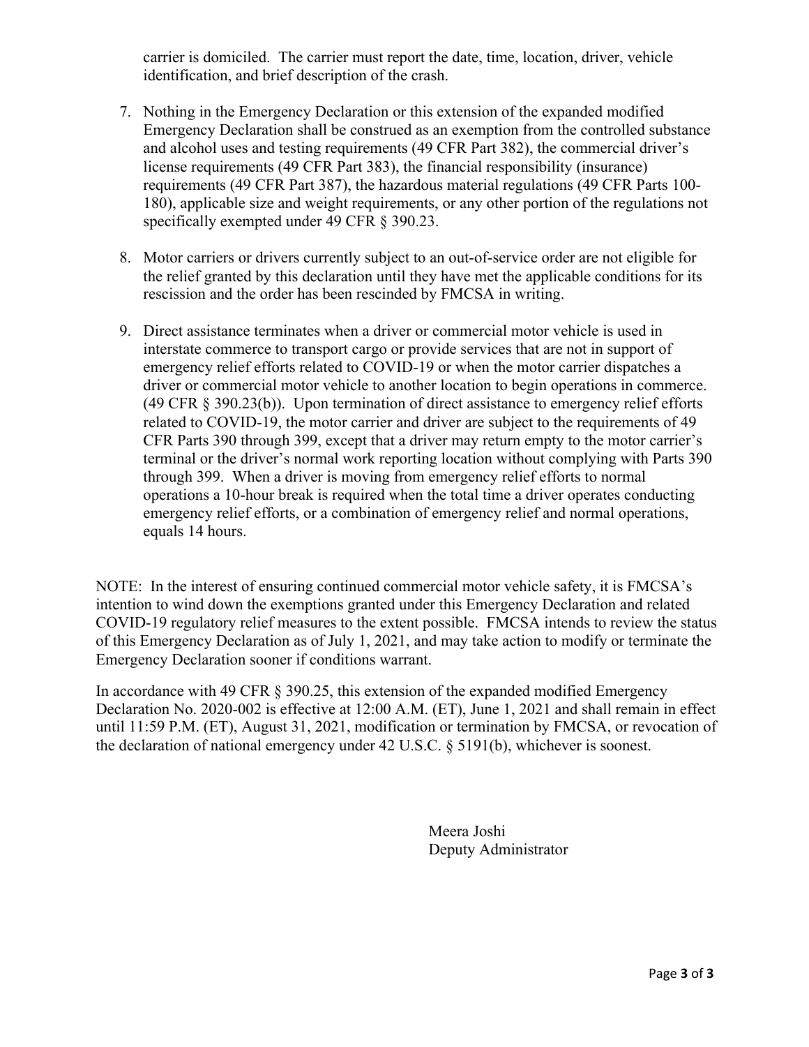carrier is domiciled. The carrier must report the date, time, location, driver, vehicle identification, and brief description of the crash.

7. Nothing in the Emergency Declaration or this extension of the expanded modified Emergency Declaration shall be construed as an exemption from the controlled substance and alcohol uses and testing requirements (49 CFR Part 382), the commercial driver's license requirements (49 CFR Part 383), the financial responsibility (insurance) requirements (49 CFR Part 387), the hazardous material regulations (49 CFR Parts 100-180), applicable size and weight requirements, or any other portion of the regulations not specifically exempted under 49 CFR § 390.23.

8. Motor carriers or drivers currently subject to an out-of-service order are not eligible for the relief granted by this declaration until they have met the applicable conditions for its rescission and the order has been rescinded by FMCSA in writing.

9. Direct assistance terminates when a driver or commercial motor vehicle is used in interstate commerce to transport cargo or provide services that are not in support of emergency relief efforts related to COVID-19 or when the motor carrier dispatches a driver or commercial motor vehicle to another location to begin operations in commerce. (49 CFR § 390.23(b)). Upon termination of direct assistance to emergency relief efforts related to COVID-19, the motor carrier and driver are subject to the requirements of 49 CFR Parts 390 through 399, except that a driver may return empty to the motor carrier's terminal or the driver's normal work reporting location without complying with Parts 390 through 399. When a driver is moving from emergency relief efforts to normal operations a 10-hour break is required when the total time a driver operates conducting emergency relief efforts, or a combination of emergency relief and normal operations, equals 14 hours.

NOTE: In the interest of ensuring continued commercial motor vehicle safety, it is FMCSA's intention to wind down the exemptions granted under this Emergency Declaration and related COVID-19 regulatory relief measures to the extent possible. FMCSA intends to review the status of this Emergency Declaration as of July 1, 2021, and may take action to modify or terminate the Emergency Declaration sooner if conditions warrant.

In accordance with 49 CFR § 390.25, this extension of the expanded modified Emergency Declaration No. 2020-002 is effective at 12:00 A.M. (ET), June 1, 2021 and shall remain in effect until 11:59 P.M. (ET), August 31, 2021, modification or termination by FMCSA, or revocation of the declaration of national emergency under 42 U.S.C. § 5191(b), whichever is soonest.

Meera Joshi
Deputy Administrator